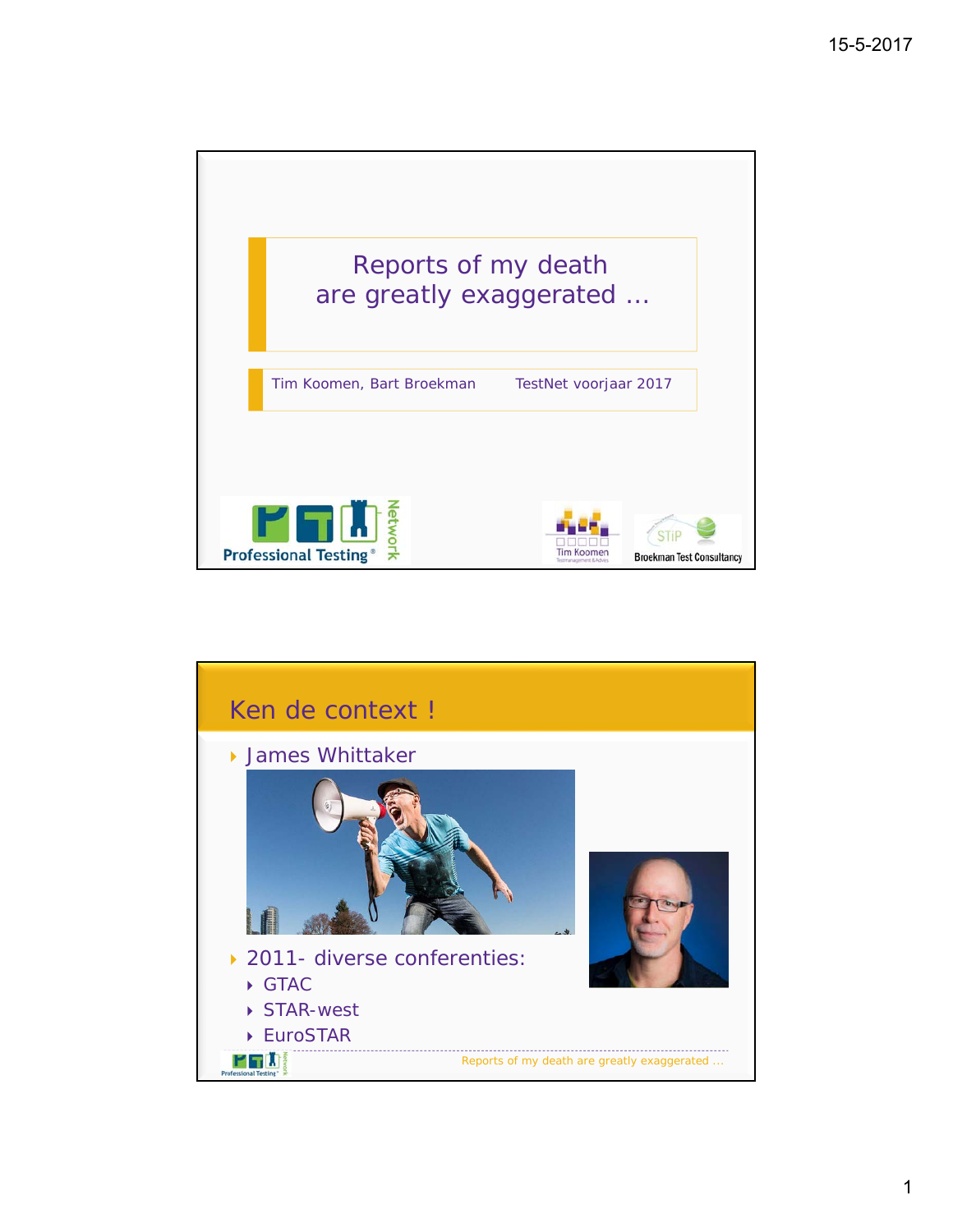# Reports of my death are greatly exaggerated …

Tim Koomen, Bart Broekman

TestNet voorjaar 2017

Professional Testing® Network

Tim Koomen Testmanagement & Advies

STiP Broekman Test Consultancy

## Ken de context !

- James Whittaker
- 2011- diverse conferenties:
  - GTAC
  - STAR-west
  - EuroSTAR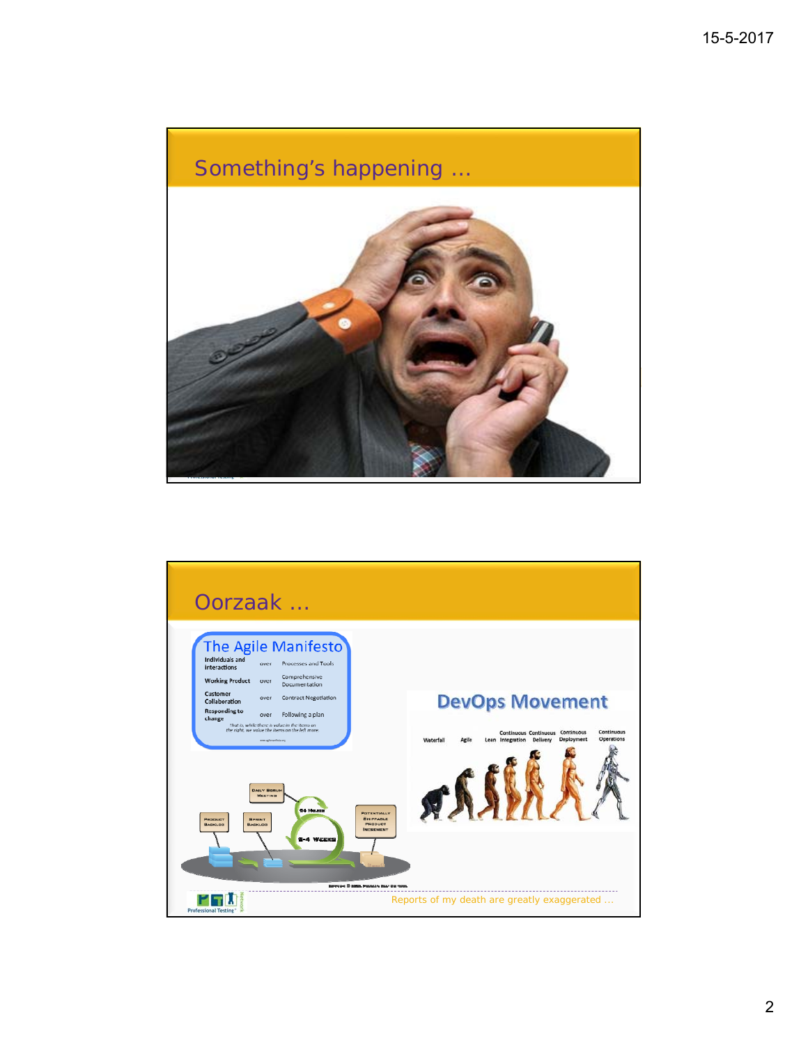## Something's happening …

## Oorzaak …

**The Agile Manifesto**

| | | |
|---|---|---|
| Individuals and interactions | over | Processes and Tools |
| Working Product | over | Comprehensive Documentation |
| Customer Collaboration | over | Contract Negotiation |
| Responding to change | over | Following a plan |

*That is, while there is value in the items on the right, we value the items on the left more.*

**DevOps Movement**

Waterfall – Agile – Lean – Continuous Integration – Continuous Delivery – Continuous Deployment – Continuous Operations

Product Backlog – Sprint Backlog – Daily Scrum Meeting – 24 Hours – 2-4 Weeks – Potentially Shippable Product Increment

Reports of my death are greatly exaggerated …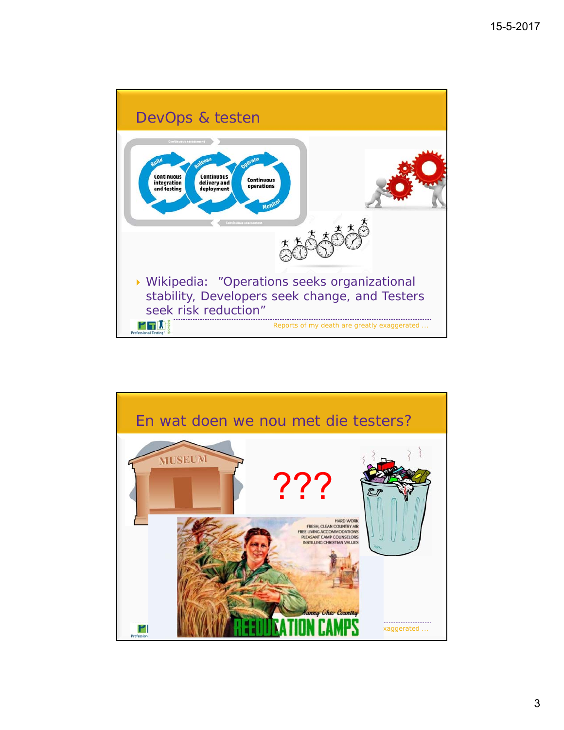## DevOps & testen

- Wikipedia: "Operations seeks organizational stability, Developers seek change, and Testers seek risk reduction"

Reports of my death are greatly exaggerated …

## En wat doen we nou met die testers?

???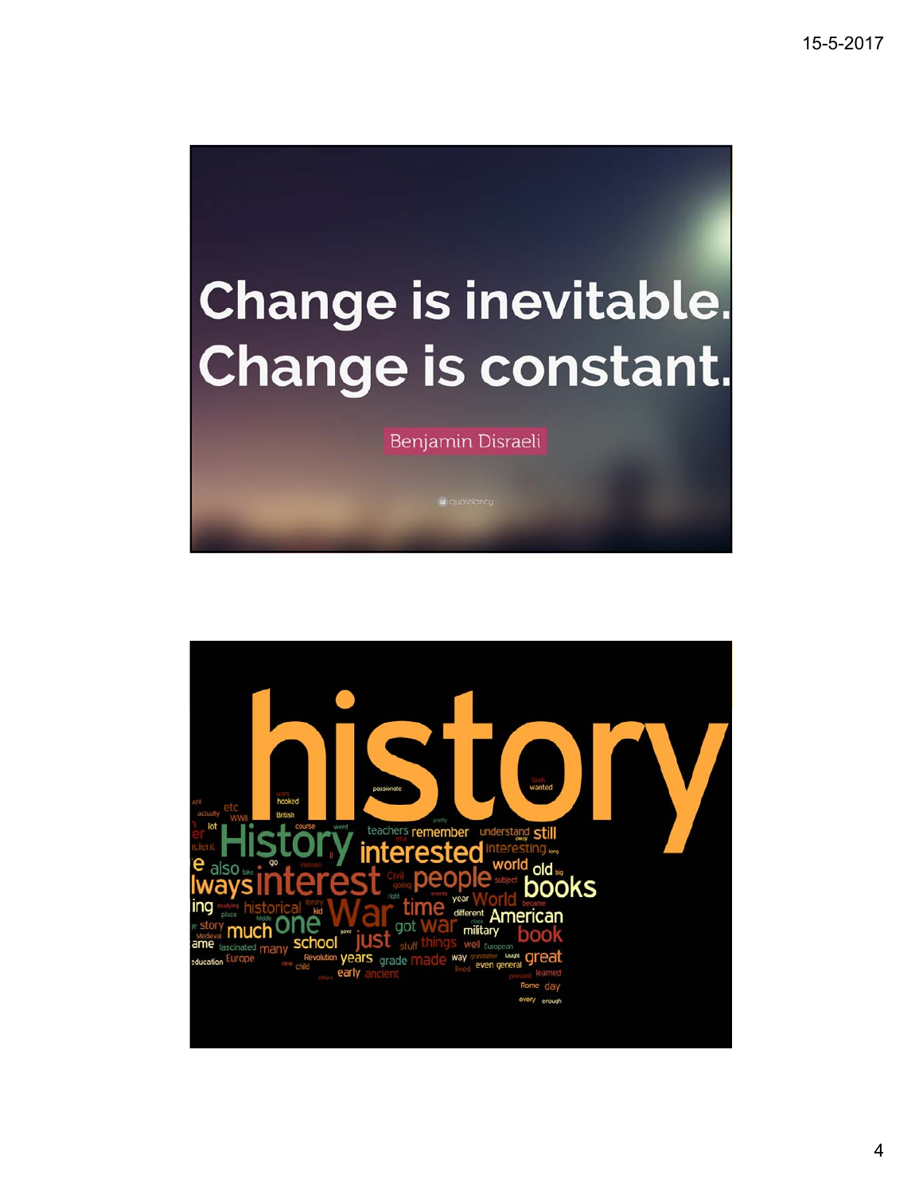Change is inevitable. Change is constant.

Benjamin Disraeli

history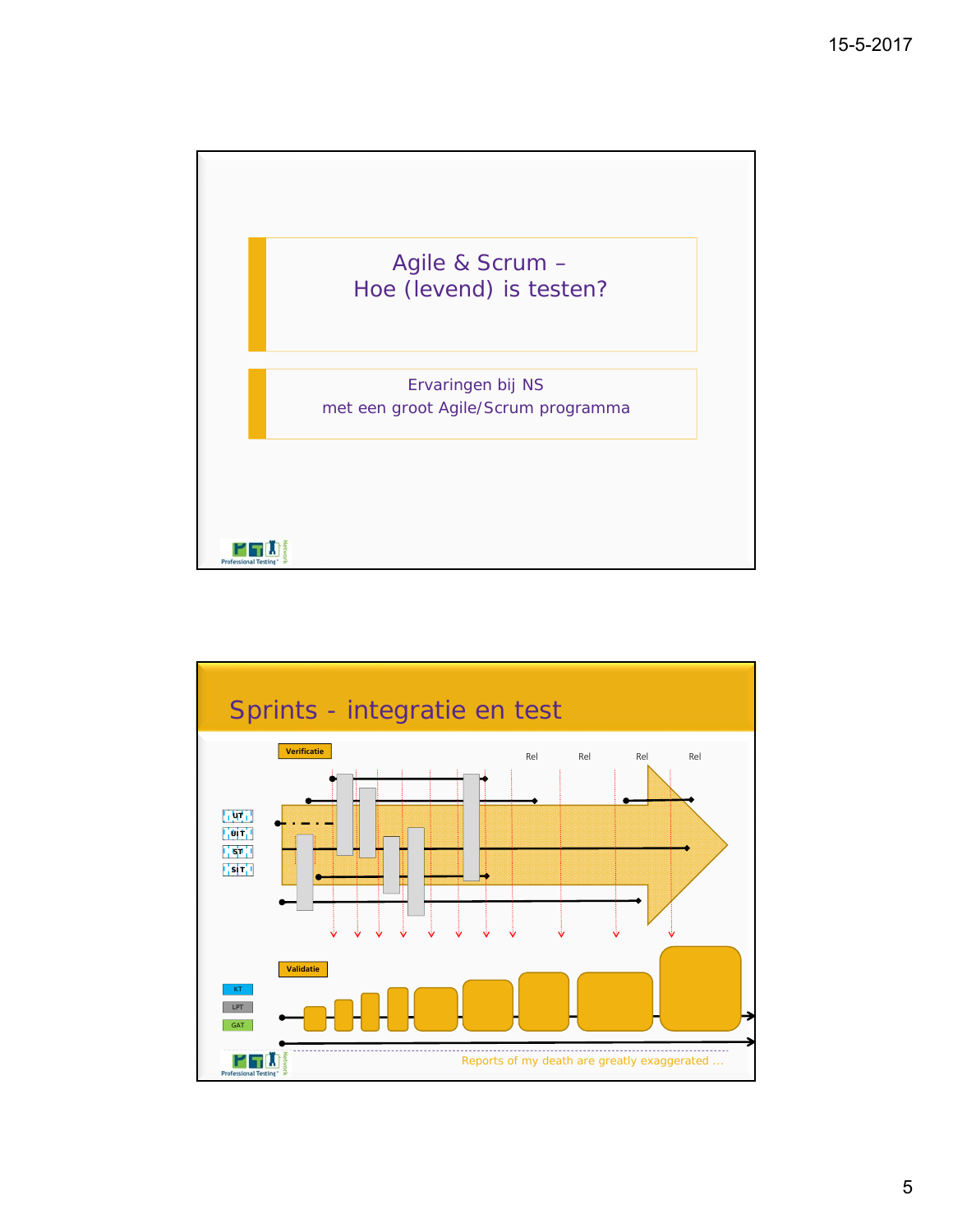## Agile & Scrum – Hoe (levend) is testen?

Ervaringen bij NS
met een groot Agile/Scrum programma

## Sprints - integratie en test

Verificatie

Rel Rel Rel Rel

UT
UIT
ST
SIT

Validatie

KT
LPT
GAT

Reports of my death are greatly exaggerated …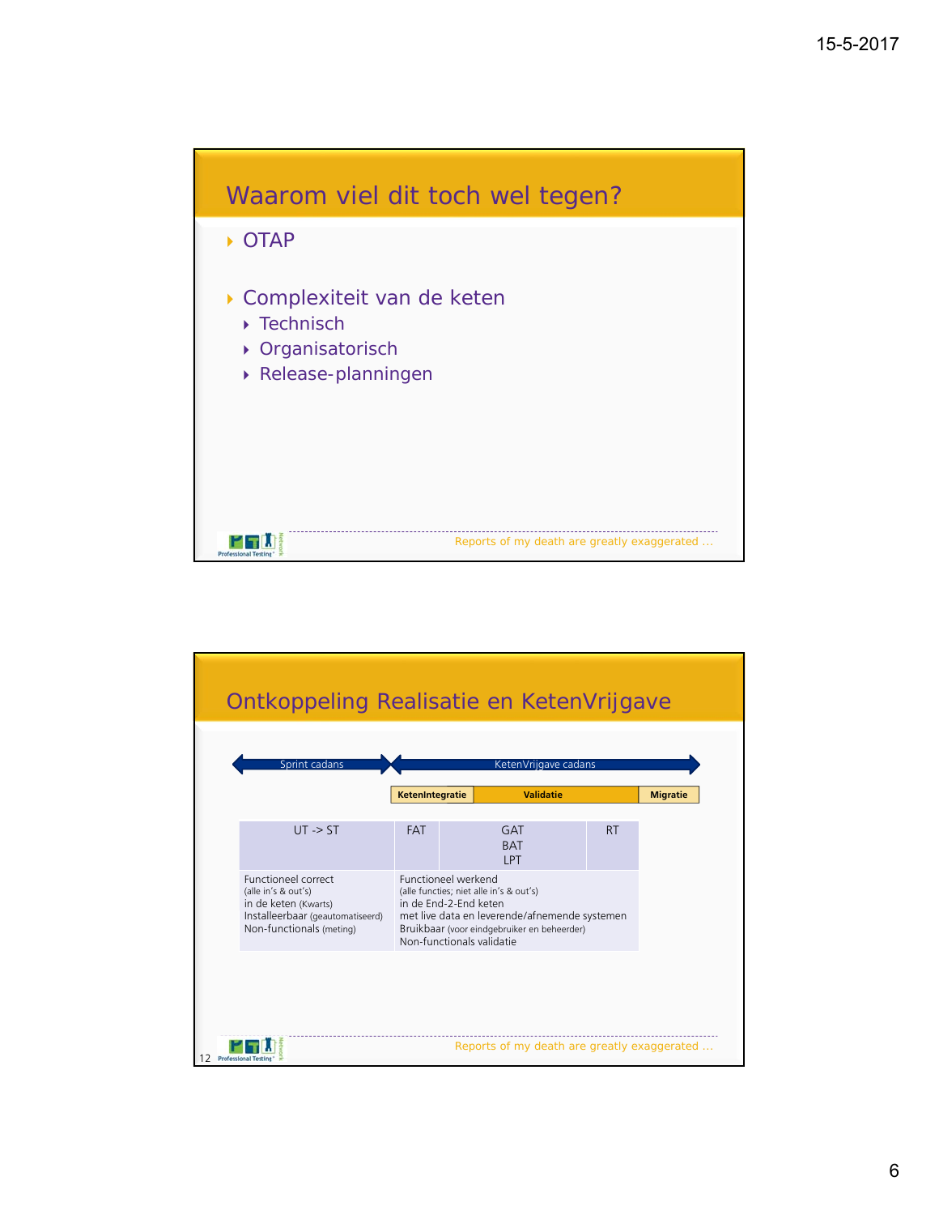## Waarom viel dit toch wel tegen?

- OTAP
- Complexiteit van de keten
  - Technisch
  - Organisatorisch
  - Release-planningen

Reports of my death are greatly exaggerated ...

## Ontkoppeling Realisatie en KetenVrijgave

Sprint cadans | KetenVrijgave cadans

KetenIntegratie | Validatie | Migratie

| UT -> ST | FAT | GAT<br>BAT<br>LPT | RT |
|---|---|---|---|
| Functioneel correct<br>(alle in's & out's)<br>in de keten (Kwarts)<br>Installeerbaar (geautomatiseerd)<br>Non-functionals (meting) | Functioneel werkend<br>(alle functies; niet alle in's & out's)<br>in de End-2-End keten<br>met live data en leverende/afnemende systemen<br>Bruikbaar (voor eindgebruiker en beheerder)<br>Non-functionals validatie | | |

Reports of my death are greatly exaggerated ...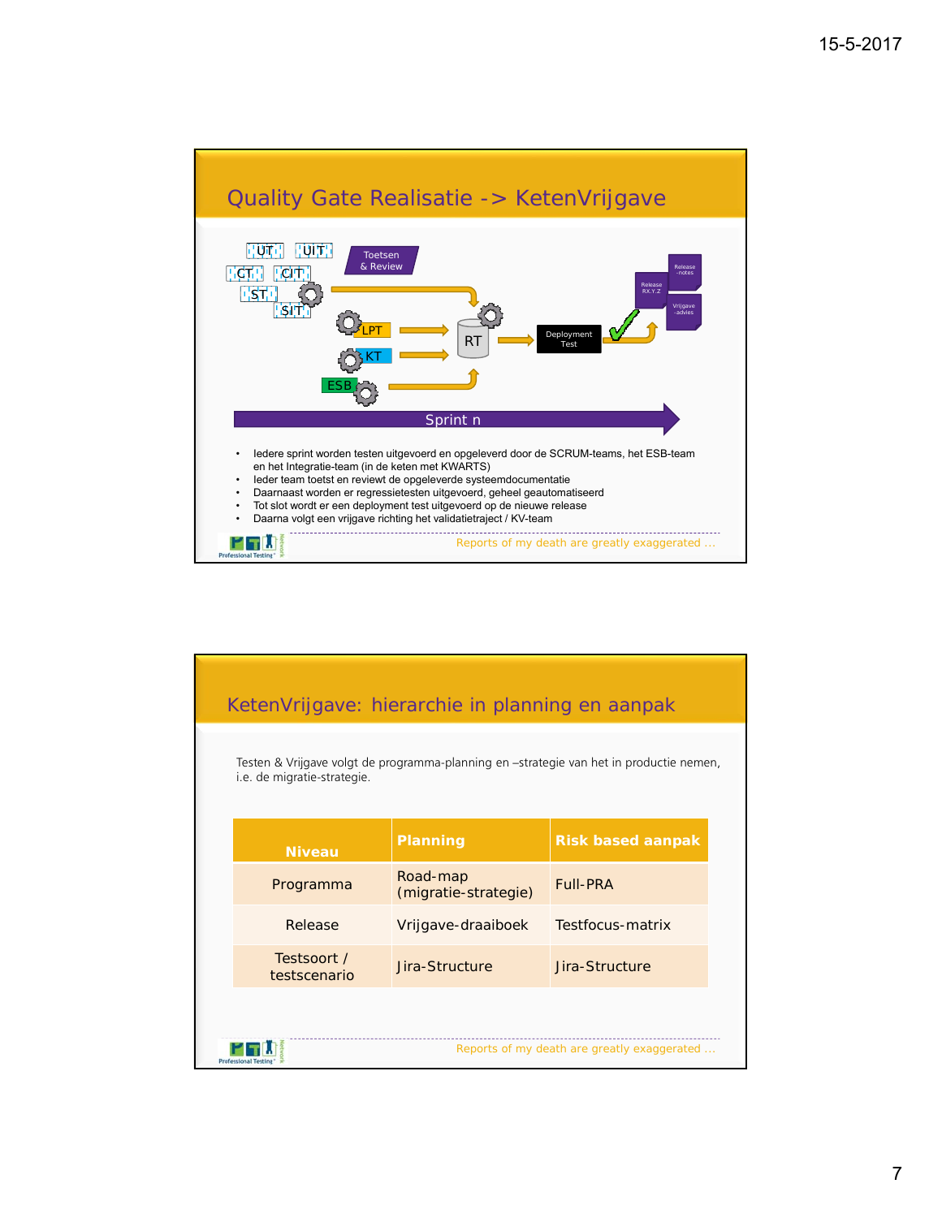## Quality Gate Realisatie -> KetenVrijgave

UT UIT CT CIT ST SIT

Toetsen & Review

LPT

KT

ESB

RT

Deployment Test

Release RX.Y.Z

Release -notes

Vrijgave -advies

Sprint n

- Iedere sprint worden testen uitgevoerd en opgeleverd door de SCRUM-teams, het ESB-team en het Integratie-team (in de keten met KWARTS)
- Ieder team toetst en reviewt de opgeleverde systeemdocumentatie
- Daarnaast worden er regressietesten uitgevoerd, geheel geautomatiseerd
- Tot slot wordt er een deployment test uitgevoerd op de nieuwe release
- Daarna volgt een vrijgave richting het validatietraject / KV-team

Reports of my death are greatly exaggerated …

## KetenVrijgave: hierarchie in planning en aanpak

Testen & Vrijgave volgt de programma-planning en –strategie van het in productie nemen, i.e. de migratie-strategie.

| Niveau | Planning | Risk based aanpak |
|---|---|---|
| Programma | Road-map (migratie-strategie) | Full-PRA |
| Release | Vrijgave-draaiboek | Testfocus-matrix |
| Testsoort / testscenario | Jira-Structure | Jira-Structure |

Reports of my death are greatly exaggerated …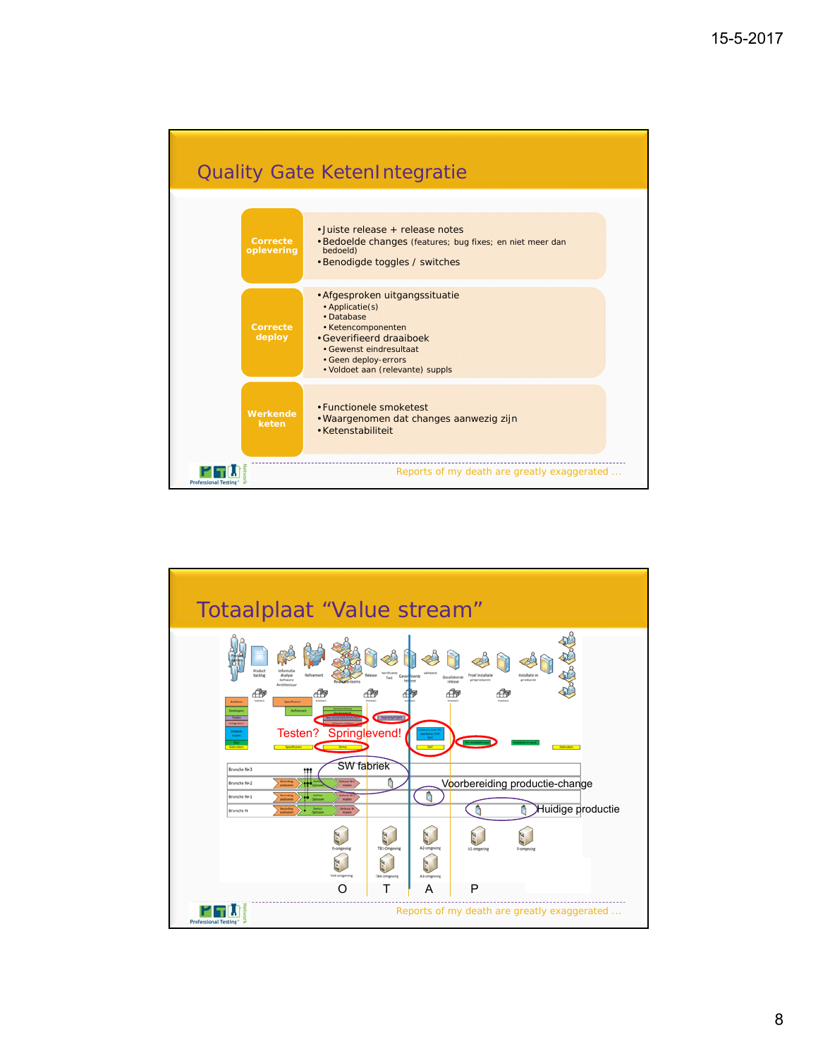## Quality Gate KetenIntegratie

**Correcte oplevering**

- Juiste release + release notes
- Bedoelde changes (features; bug fixes; en niet meer dan bedoeld)
- Benodigde toggles / switches

**Correcte deploy**

- Afgesproken uitgangssituatie
  - Applicatie(s)
  - Database
  - Ketencomponenten
- Geverifieerd draaiboek
  - Gewenst eindresultaat
  - Geen deploy-errors
  - Voldoet aan (relevante) suppls

**Werkende keten**

- Functionele smoketest
- Waargenomen dat changes aanwezig zijn
- Ketenstabiliteit

Reports of my death are greatly exaggerated …

## Totaalplaat "Value stream"

Testen? Springlevend!

SW fabriek

Voorbereiding productie-change

Huidige productie

O T A P

Reports of my death are greatly exaggerated …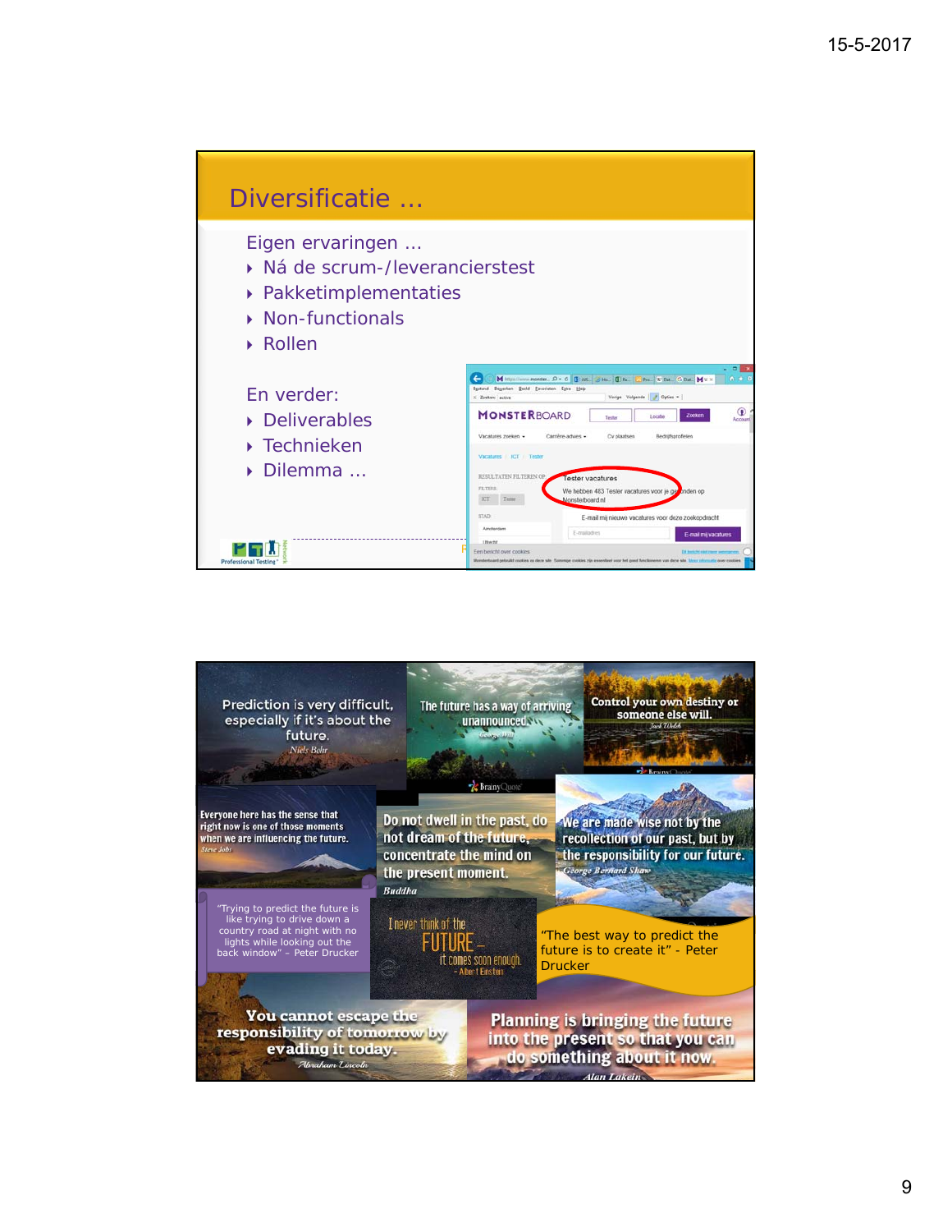## Diversificatie …

Eigen ervaringen …

- Ná de scrum-/leverancierstest
- Pakketimplementaties
- Non-functionals
- Rollen

En verder:

- Deliverables
- Technieken
- Dilemma …

Prediction is very difficult, especially if it's about the future. *Niels Bohr*

The future has a way of arriving unannounced. *George Will*

Control your own destiny or someone else will. *Jack Welch*

Everyone here has the sense that right now is one of those moments when we are influencing the future. *Steve Jobs*

Do not dwell in the past, do not dream of the future, concentrate the mind on the present moment. *Buddha*

We are made wise not by the recollection of our past, but by the responsibility for our future. *George Bernard Shaw*

"Trying to predict the future is like trying to drive down a country road at night with no lights while looking out the back window" – Peter Drucker

I never think of the FUTURE – it comes soon enough. – Albert Einstein

"The best way to predict the future is to create it" - Peter Drucker

You cannot escape the responsibility of tomorrow by evading it today. *Abraham Lincoln*

Planning is bringing the future into the present so that you can do something about it now. *Alan Lakein*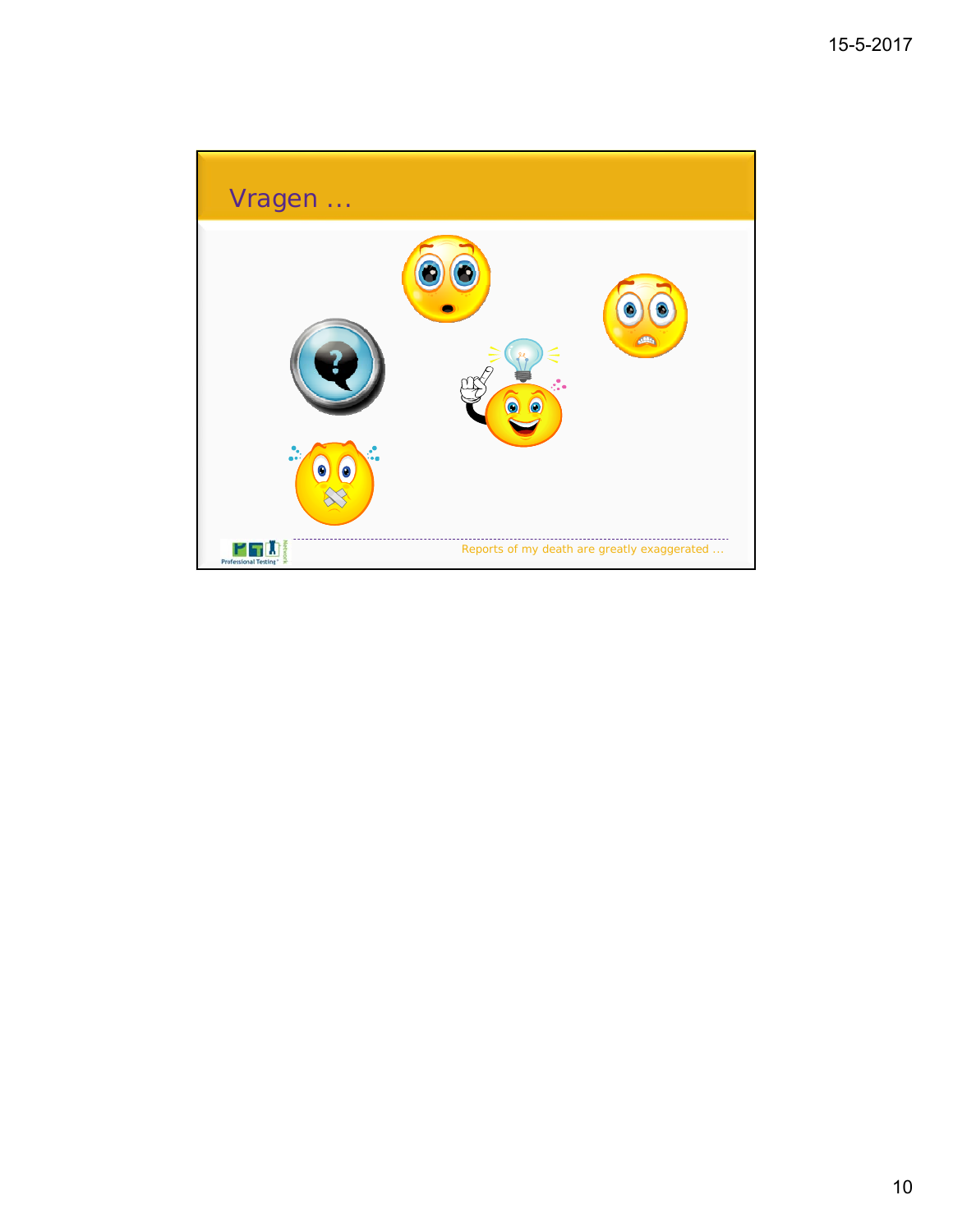## Vragen ...

Reports of my death are greatly exaggerated ...